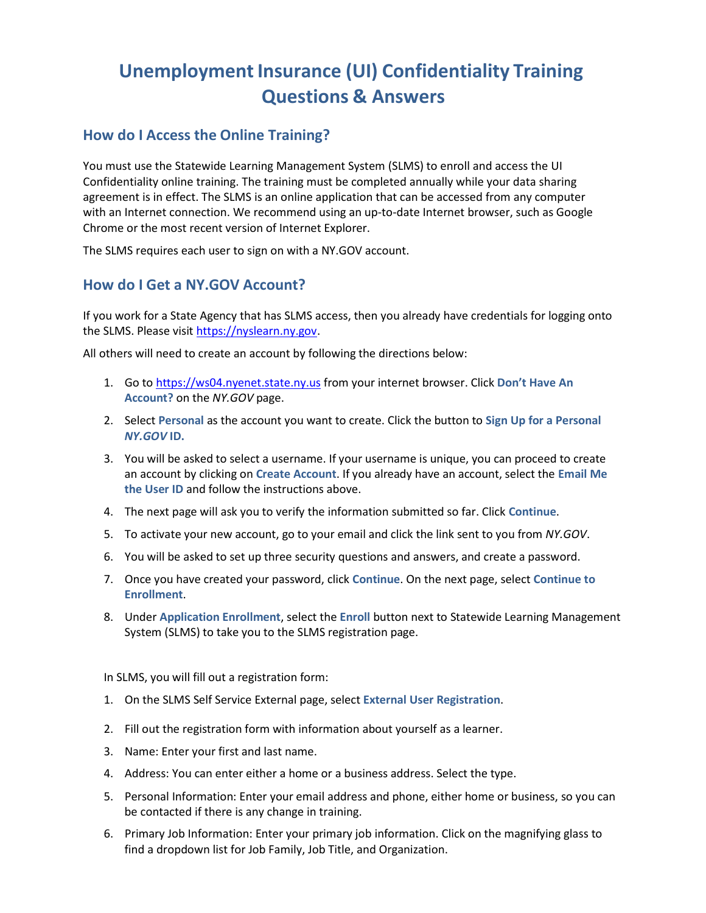# Unemployment Insurance (UI) Confidentiality Training Questions & Answers

## How do I Access the Online Training?

You must use the Statewide Learning Management System (SLMS) to enroll and access the UI Confidentiality online training. The training must be completed annually while your data sharing agreement is in effect. The SLMS is an online application that can be accessed from any computer with an Internet connection. We recommend using an up-to-date Internet browser, such as Google Chrome or the most recent version of Internet Explorer.

The SLMS requires each user to sign on with a NY.GOV account.

## How do I Get a NY.GOV Account?

If you work for a State Agency that has SLMS access, then you already have credentials for logging onto the SLMS. Please visit [https://nyslearn.ny.gov](https://nyslearn.ny.gov).

All others will need to create an account by following the directions below:

1. Go to [https://ws04.nyenet.state.ny.us](https://ws04.nyenet.state.ny.us) from your internet browser. Click **Don't Have An Account?** on the *NY.GOV* page.
2. Select **Personal** as the account you want to create. Click the button to **Sign Up for a Personal *NY.GOV* ID.**
3. You will be asked to select a username. If your username is unique, you can proceed to create an account by clicking on **Create Account**. If you already have an account, select the **Email Me the User ID** and follow the instructions above.
4. The next page will ask you to verify the information submitted so far. Click **Continue**.
5. To activate your new account, go to your email and click the link sent to you from *NY.GOV*.
6. You will be asked to set up three security questions and answers, and create a password.
7. Once you have created your password, click **Continue**. On the next page, select **Continue to Enrollment**.
8. Under **Application Enrollment**, select the **Enroll** button next to Statewide Learning Management System (SLMS) to take you to the SLMS registration page.

In SLMS, you will fill out a registration form:

1. On the SLMS Self Service External page, select **External User Registration**.
2. Fill out the registration form with information about yourself as a learner.
3. Name: Enter your first and last name.
4. Address: You can enter either a home or a business address. Select the type.
5. Personal Information: Enter your email address and phone, either home or business, so you can be contacted if there is any change in training.
6. Primary Job Information: Enter your primary job information. Click on the magnifying glass to find a dropdown list for Job Family, Job Title, and Organization.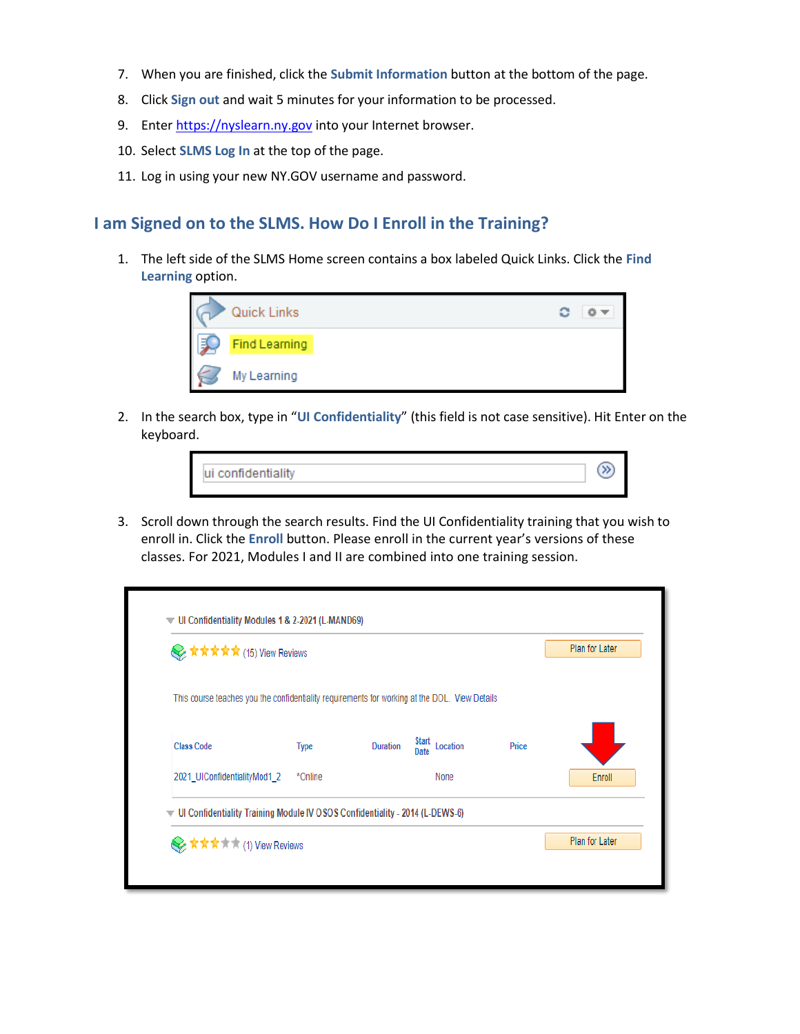7. When you are finished, click the **Submit Information** button at the bottom of the page.
8. Click **Sign out** and wait 5 minutes for your information to be processed.
9. Enter https://nyslearn.ny.gov into your Internet browser.
10. Select **SLMS Log In** at the top of the page.
11. Log in using your new NY.GOV username and password.

## I am Signed on to the SLMS. How Do I Enroll in the Training?

1. The left side of the SLMS Home screen contains a box labeled Quick Links. Click the **Find Learning** option.

Quick Links
Find Learning
My Learning

2. In the search box, type in "**UI Confidentiality**" (this field is not case sensitive). Hit Enter on the keyboard.

ui confidentiality

3. Scroll down through the search results. Find the UI Confidentiality training that you wish to enroll in. Click the **Enroll** button. Please enroll in the current year's versions of these classes. For 2021, Modules I and II are combined into one training session.

UI Confidentiality Modules 1 & 2-2021 (L-MAND69)

(15) View Reviews — Plan for Later

This course teaches you the confidentiality requirements for working at the DOL. View Details

| Class Code | Type | Duration | Start Date | Location | Price | |
|---|---|---|---|---|---|---|
| 2021_UIConfidentialityMod1_2 | *Online | | | None | | Enroll |

UI Confidentiality Training Module IV OSOS Confidentiality - 2014 (L-DEWS-6)

(1) View Reviews — Plan for Later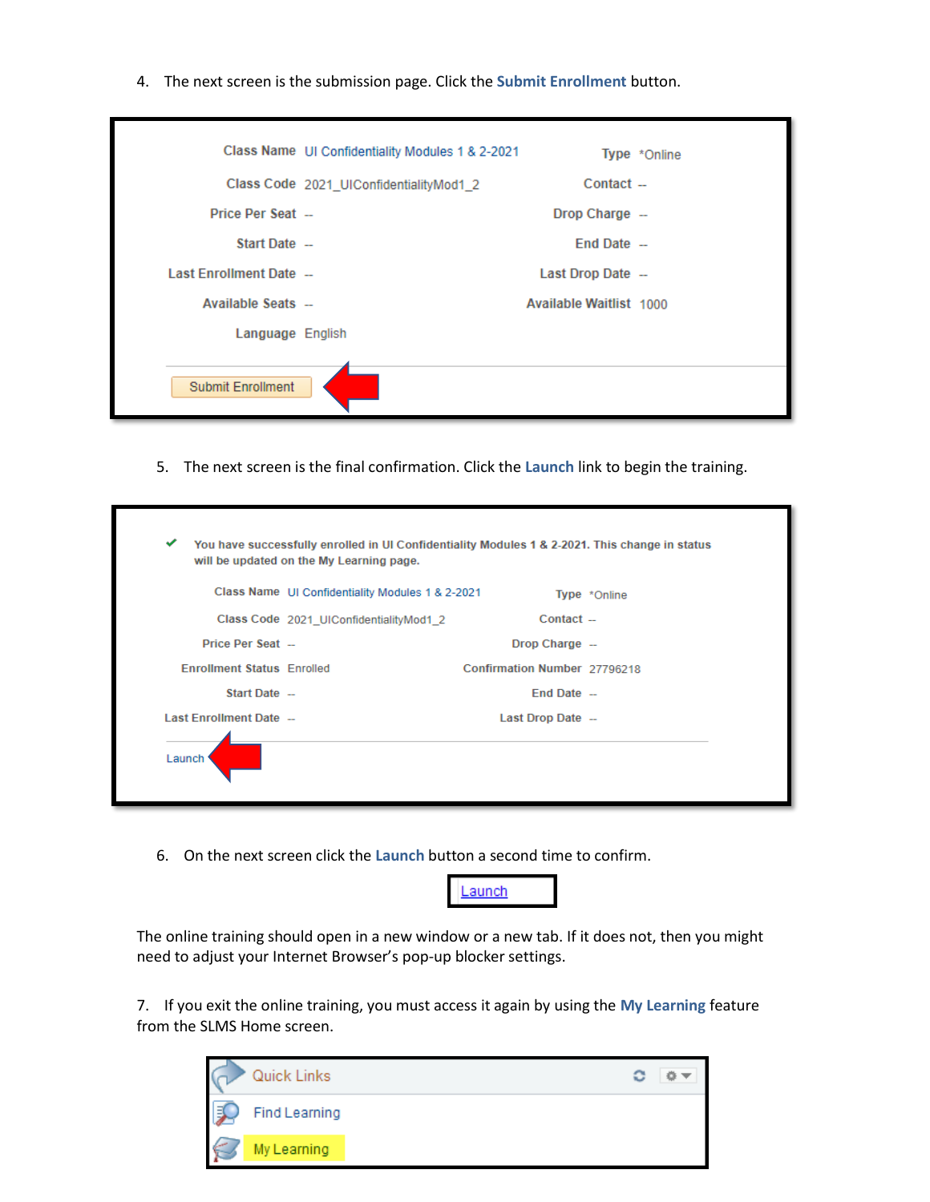4. The next screen is the submission page. Click the **Submit Enrollment** button.

| Class Name | UI Confidentiality Modules 1 & 2-2021 | Type | *Online |
|---|---|---|---|
| Class Code | 2021_UIConfidentialityMod1_2 | Contact | -- |
| Price Per Seat | -- | Drop Charge | -- |
| Start Date | -- | End Date | -- |
| Last Enrollment Date | -- | Last Drop Date | -- |
| Available Seats | -- | Available Waitlist | 1000 |
| Language | English | | |

Submit Enrollment

5. The next screen is the final confirmation. Click the **Launch** link to begin the training.

You have successfully enrolled in UI Confidentiality Modules 1 & 2-2021. This change in status will be updated on the My Learning page.

| Class Name | UI Confidentiality Modules 1 & 2-2021 | Type | *Online |
|---|---|---|---|
| Class Code | 2021_UIConfidentialityMod1_2 | Contact | -- |
| Price Per Seat | -- | Drop Charge | -- |
| Enrollment Status | Enrolled | Confirmation Number | 27796218 |
| Start Date | -- | End Date | -- |
| Last Enrollment Date | -- | Last Drop Date | -- |

Launch

6. On the next screen click the **Launch** button a second time to confirm.

Launch

The online training should open in a new window or a new tab. If it does not, then you might need to adjust your Internet Browser's pop-up blocker settings.

7. If you exit the online training, you must access it again by using the **My Learning** feature from the SLMS Home screen.

Quick Links

Find Learning

My Learning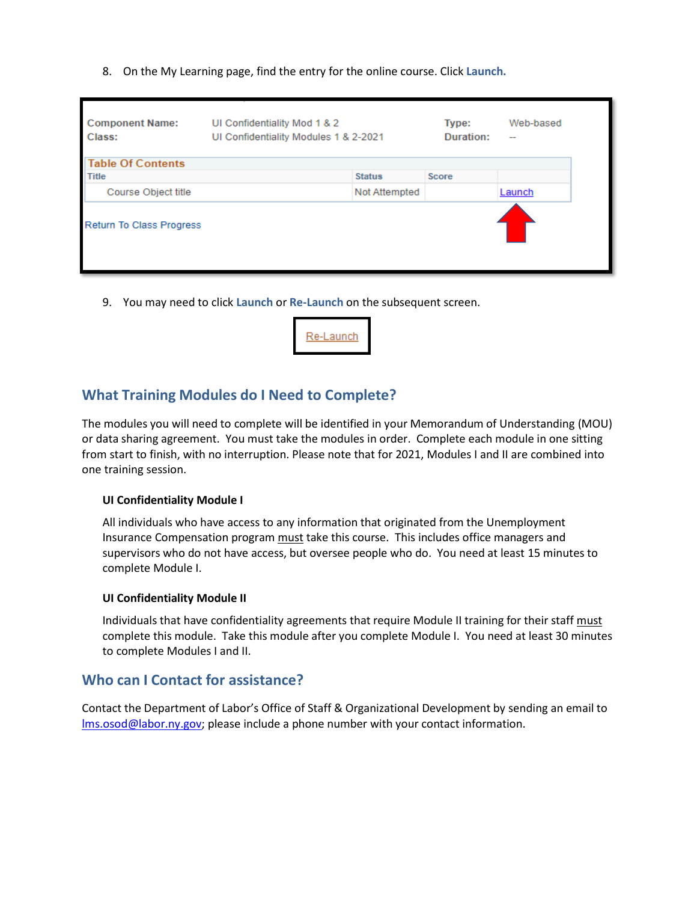8. On the My Learning page, find the entry for the online course. Click **Launch.**

| | | | |
|---|---|---|---|
| **Component Name:** | UI Confidentiality Mod 1 & 2 | **Type:** | Web-based |
| **Class:** | UI Confidentiality Modules 1 & 2-2021 | **Duration:** | -- |

**Table Of Contents**

| Title | Status | Score | |
|---|---|---|---|
| Course Object title | Not Attempted | | Launch |

Return To Class Progress

9. You may need to click **Launch** or **Re-Launch** on the subsequent screen.

Re-Launch

## What Training Modules do I Need to Complete?

The modules you will need to complete will be identified in your Memorandum of Understanding (MOU) or data sharing agreement. You must take the modules in order. Complete each module in one sitting from start to finish, with no interruption. Please note that for 2021, Modules I and II are combined into one training session.

**UI Confidentiality Module I**

All individuals who have access to any information that originated from the Unemployment Insurance Compensation program must take this course. This includes office managers and supervisors who do not have access, but oversee people who do. You need at least 15 minutes to complete Module I.

**UI Confidentiality Module II**

Individuals that have confidentiality agreements that require Module II training for their staff must complete this module. Take this module after you complete Module I. You need at least 30 minutes to complete Modules I and II.

## Who can I Contact for assistance?

Contact the Department of Labor's Office of Staff & Organizational Development by sending an email to lms.osod@labor.ny.gov; please include a phone number with your contact information.